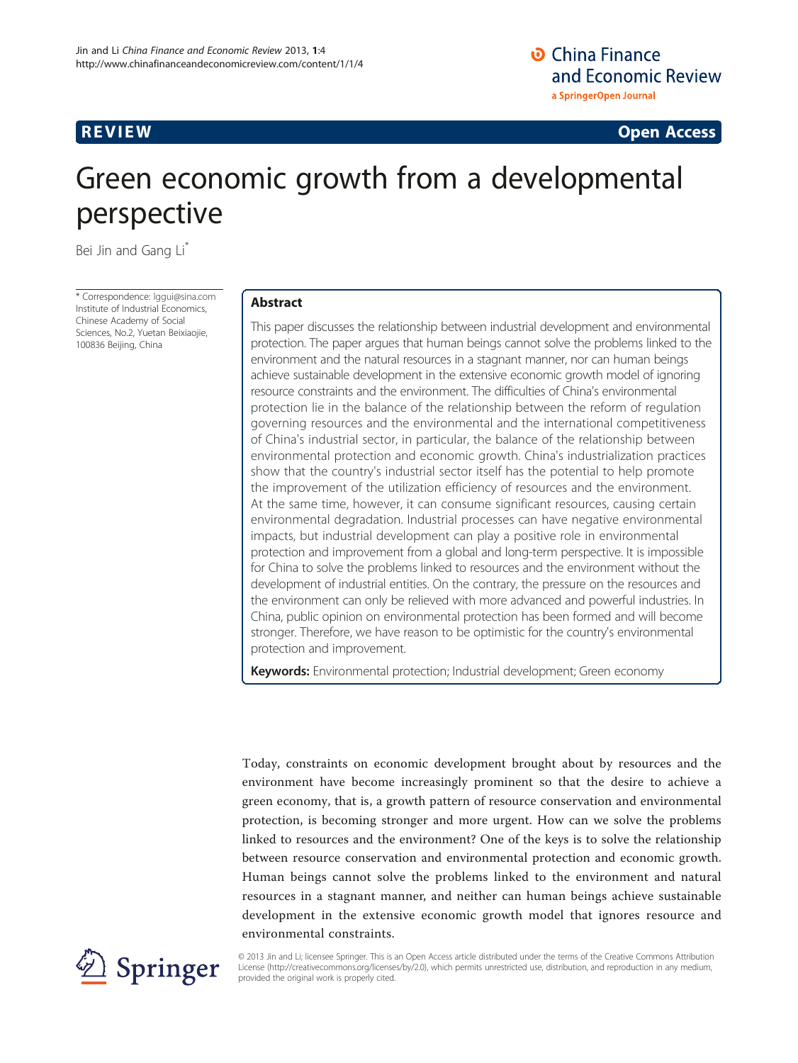REVIEW

Open Access

# Green economic growth from a developmental perspective

Bei Jin and Gang Li*

* Correspondence: lggui@sina.com
Institute of Industrial Economics, Chinese Academy of Social Sciences, No.2, Yuetan Beixiaojie, 100836 Beijing, China

## Abstract

This paper discusses the relationship between industrial development and environmental protection. The paper argues that human beings cannot solve the problems linked to the environment and the natural resources in a stagnant manner, nor can human beings achieve sustainable development in the extensive economic growth model of ignoring resource constraints and the environment. The difficulties of China's environmental protection lie in the balance of the relationship between the reform of regulation governing resources and the environmental and the international competitiveness of China's industrial sector, in particular, the balance of the relationship between environmental protection and economic growth. China's industrialization practices show that the country's industrial sector itself has the potential to help promote the improvement of the utilization efficiency of resources and the environment. At the same time, however, it can consume significant resources, causing certain environmental degradation. Industrial processes can have negative environmental impacts, but industrial development can play a positive role in environmental protection and improvement from a global and long-term perspective. It is impossible for China to solve the problems linked to resources and the environment without the development of industrial entities. On the contrary, the pressure on the resources and the environment can only be relieved with more advanced and powerful industries. In China, public opinion on environmental protection has been formed and will become stronger. Therefore, we have reason to be optimistic for the country's environmental protection and improvement.

**Keywords:** Environmental protection; Industrial development; Green economy

Today, constraints on economic development brought about by resources and the environment have become increasingly prominent so that the desire to achieve a green economy, that is, a growth pattern of resource conservation and environmental protection, is becoming stronger and more urgent. How can we solve the problems linked to resources and the environment? One of the keys is to solve the relationship between resource conservation and environmental protection and economic growth. Human beings cannot solve the problems linked to the environment and natural resources in a stagnant manner, and neither can human beings achieve sustainable development in the extensive economic growth model that ignores resource and environmental constraints.

© 2013 Jin and Li; licensee Springer. This is an Open Access article distributed under the terms of the Creative Commons Attribution License (http://creativecommons.org/licenses/by/2.0), which permits unrestricted use, distribution, and reproduction in any medium, provided the original work is properly cited.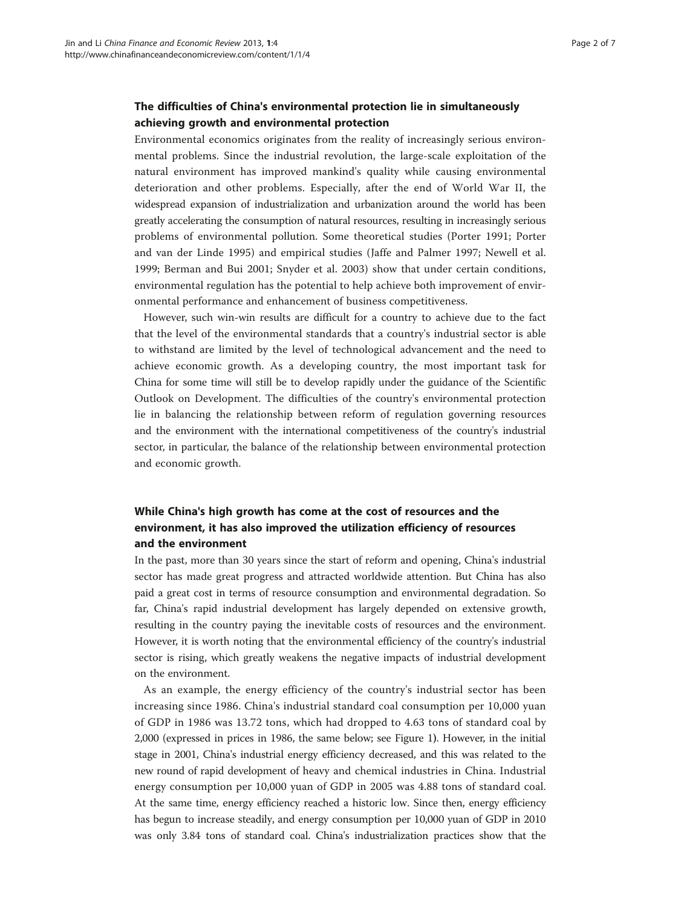## The difficulties of China's environmental protection lie in simultaneously achieving growth and environmental protection

Environmental economics originates from the reality of increasingly serious environmental problems. Since the industrial revolution, the large-scale exploitation of the natural environment has improved mankind's quality while causing environmental deterioration and other problems. Especially, after the end of World War II, the widespread expansion of industrialization and urbanization around the world has been greatly accelerating the consumption of natural resources, resulting in increasingly serious problems of environmental pollution. Some theoretical studies (Porter 1991; Porter and van der Linde 1995) and empirical studies (Jaffe and Palmer 1997; Newell et al. 1999; Berman and Bui 2001; Snyder et al. 2003) show that under certain conditions, environmental regulation has the potential to help achieve both improvement of environmental performance and enhancement of business competitiveness.

However, such win-win results are difficult for a country to achieve due to the fact that the level of the environmental standards that a country's industrial sector is able to withstand are limited by the level of technological advancement and the need to achieve economic growth. As a developing country, the most important task for China for some time will still be to develop rapidly under the guidance of the Scientific Outlook on Development. The difficulties of the country's environmental protection lie in balancing the relationship between reform of regulation governing resources and the environment with the international competitiveness of the country's industrial sector, in particular, the balance of the relationship between environmental protection and economic growth.

## While China's high growth has come at the cost of resources and the environment, it has also improved the utilization efficiency of resources and the environment

In the past, more than 30 years since the start of reform and opening, China's industrial sector has made great progress and attracted worldwide attention. But China has also paid a great cost in terms of resource consumption and environmental degradation. So far, China's rapid industrial development has largely depended on extensive growth, resulting in the country paying the inevitable costs of resources and the environment. However, it is worth noting that the environmental efficiency of the country's industrial sector is rising, which greatly weakens the negative impacts of industrial development on the environment.

As an example, the energy efficiency of the country's industrial sector has been increasing since 1986. China's industrial standard coal consumption per 10,000 yuan of GDP in 1986 was 13.72 tons, which had dropped to 4.63 tons of standard coal by 2,000 (expressed in prices in 1986, the same below; see Figure 1). However, in the initial stage in 2001, China's industrial energy efficiency decreased, and this was related to the new round of rapid development of heavy and chemical industries in China. Industrial energy consumption per 10,000 yuan of GDP in 2005 was 4.88 tons of standard coal. At the same time, energy efficiency reached a historic low. Since then, energy efficiency has begun to increase steadily, and energy consumption per 10,000 yuan of GDP in 2010 was only 3.84 tons of standard coal. China's industrialization practices show that the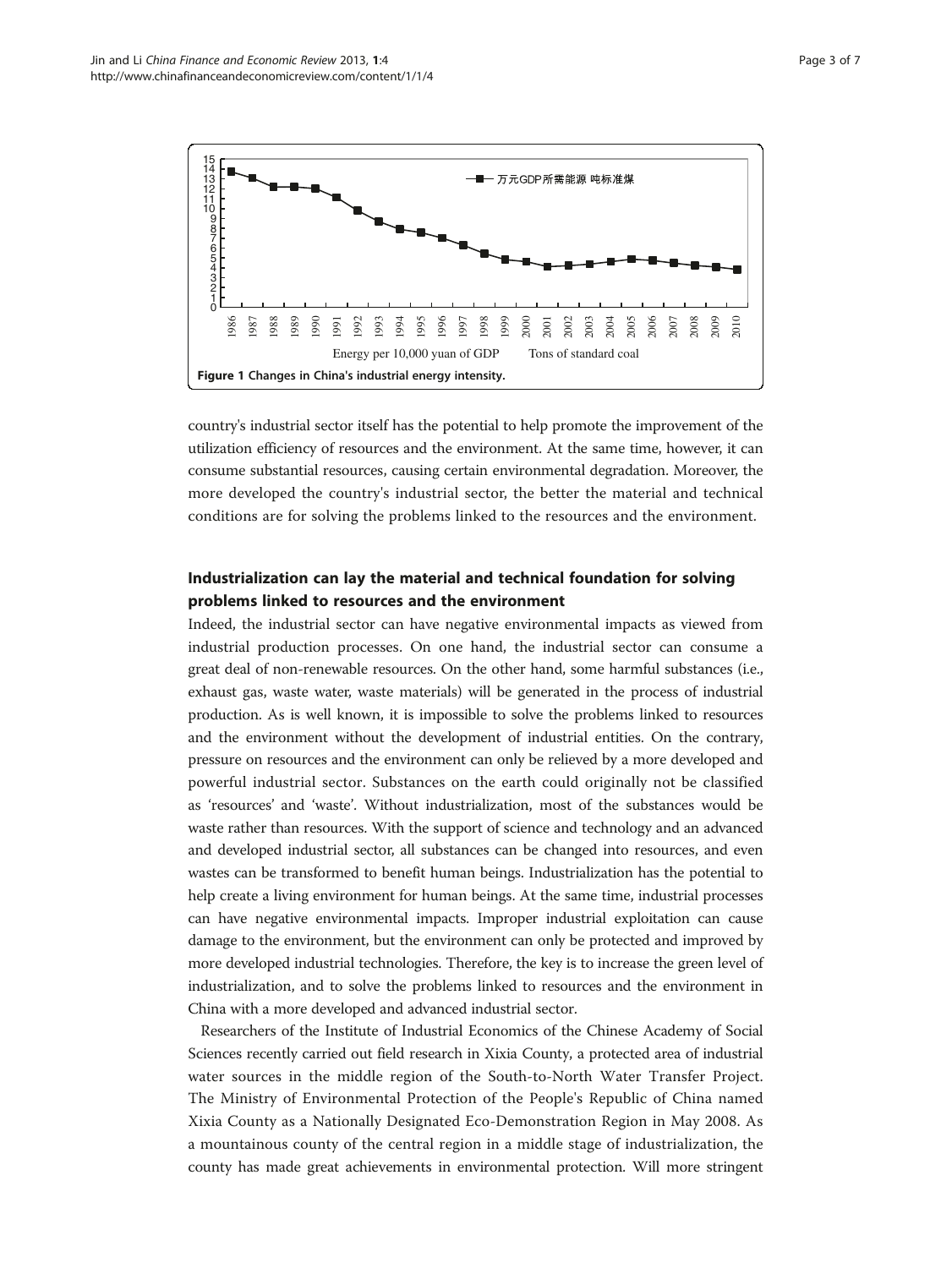15
14
13
12
11
10
9
8
7
6
5
4
3
2
1
0

万元GDP所需能源 吨标准煤

1986 1987 1988 1989 1990 1991 1992 1993 1994 1995 1996 1997 1998 1999 2000 2001 2002 2003 2004 2005 2006 2007 2008 2009 2010

Energy per 10,000 yuan of GDP Tons of standard coal

**Figure 1** Changes in China's industrial energy intensity.

country's industrial sector itself has the potential to help promote the improvement of the utilization efficiency of resources and the environment. At the same time, however, it can consume substantial resources, causing certain environmental degradation. Moreover, the more developed the country's industrial sector, the better the material and technical conditions are for solving the problems linked to the resources and the environment.

## Industrialization can lay the material and technical foundation for solving problems linked to resources and the environment

Indeed, the industrial sector can have negative environmental impacts as viewed from industrial production processes. On one hand, the industrial sector can consume a great deal of non-renewable resources. On the other hand, some harmful substances (i.e., exhaust gas, waste water, waste materials) will be generated in the process of industrial production. As is well known, it is impossible to solve the problems linked to resources and the environment without the development of industrial entities. On the contrary, pressure on resources and the environment can only be relieved by a more developed and powerful industrial sector. Substances on the earth could originally not be classified as 'resources' and 'waste'. Without industrialization, most of the substances would be waste rather than resources. With the support of science and technology and an advanced and developed industrial sector, all substances can be changed into resources, and even wastes can be transformed to benefit human beings. Industrialization has the potential to help create a living environment for human beings. At the same time, industrial processes can have negative environmental impacts. Improper industrial exploitation can cause damage to the environment, but the environment can only be protected and improved by more developed industrial technologies. Therefore, the key is to increase the green level of industrialization, and to solve the problems linked to resources and the environment in China with a more developed and advanced industrial sector.

Researchers of the Institute of Industrial Economics of the Chinese Academy of Social Sciences recently carried out field research in Xixia County, a protected area of industrial water sources in the middle region of the South-to-North Water Transfer Project. The Ministry of Environmental Protection of the People's Republic of China named Xixia County as a Nationally Designated Eco-Demonstration Region in May 2008. As a mountainous county of the central region in a middle stage of industrialization, the county has made great achievements in environmental protection. Will more stringent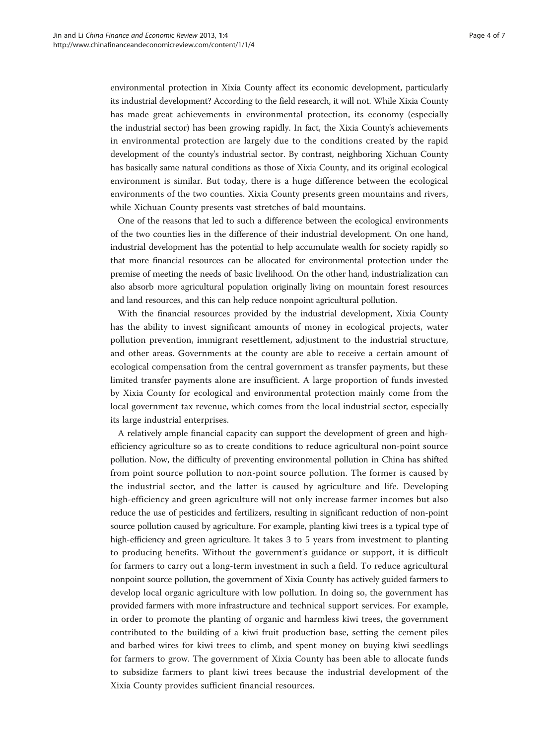environmental protection in Xixia County affect its economic development, particularly its industrial development? According to the field research, it will not. While Xixia County has made great achievements in environmental protection, its economy (especially the industrial sector) has been growing rapidly. In fact, the Xixia County's achievements in environmental protection are largely due to the conditions created by the rapid development of the county's industrial sector. By contrast, neighboring Xichuan County has basically same natural conditions as those of Xixia County, and its original ecological environment is similar. But today, there is a huge difference between the ecological environments of the two counties. Xixia County presents green mountains and rivers, while Xichuan County presents vast stretches of bald mountains.

One of the reasons that led to such a difference between the ecological environments of the two counties lies in the difference of their industrial development. On one hand, industrial development has the potential to help accumulate wealth for society rapidly so that more financial resources can be allocated for environmental protection under the premise of meeting the needs of basic livelihood. On the other hand, industrialization can also absorb more agricultural population originally living on mountain forest resources and land resources, and this can help reduce nonpoint agricultural pollution.

With the financial resources provided by the industrial development, Xixia County has the ability to invest significant amounts of money in ecological projects, water pollution prevention, immigrant resettlement, adjustment to the industrial structure, and other areas. Governments at the county are able to receive a certain amount of ecological compensation from the central government as transfer payments, but these limited transfer payments alone are insufficient. A large proportion of funds invested by Xixia County for ecological and environmental protection mainly come from the local government tax revenue, which comes from the local industrial sector, especially its large industrial enterprises.

A relatively ample financial capacity can support the development of green and high-efficiency agriculture so as to create conditions to reduce agricultural non-point source pollution. Now, the difficulty of preventing environmental pollution in China has shifted from point source pollution to non-point source pollution. The former is caused by the industrial sector, and the latter is caused by agriculture and life. Developing high-efficiency and green agriculture will not only increase farmer incomes but also reduce the use of pesticides and fertilizers, resulting in significant reduction of non-point source pollution caused by agriculture. For example, planting kiwi trees is a typical type of high-efficiency and green agriculture. It takes 3 to 5 years from investment to planting to producing benefits. Without the government's guidance or support, it is difficult for farmers to carry out a long-term investment in such a field. To reduce agricultural nonpoint source pollution, the government of Xixia County has actively guided farmers to develop local organic agriculture with low pollution. In doing so, the government has provided farmers with more infrastructure and technical support services. For example, in order to promote the planting of organic and harmless kiwi trees, the government contributed to the building of a kiwi fruit production base, setting the cement piles and barbed wires for kiwi trees to climb, and spent money on buying kiwi seedlings for farmers to grow. The government of Xixia County has been able to allocate funds to subsidize farmers to plant kiwi trees because the industrial development of the Xixia County provides sufficient financial resources.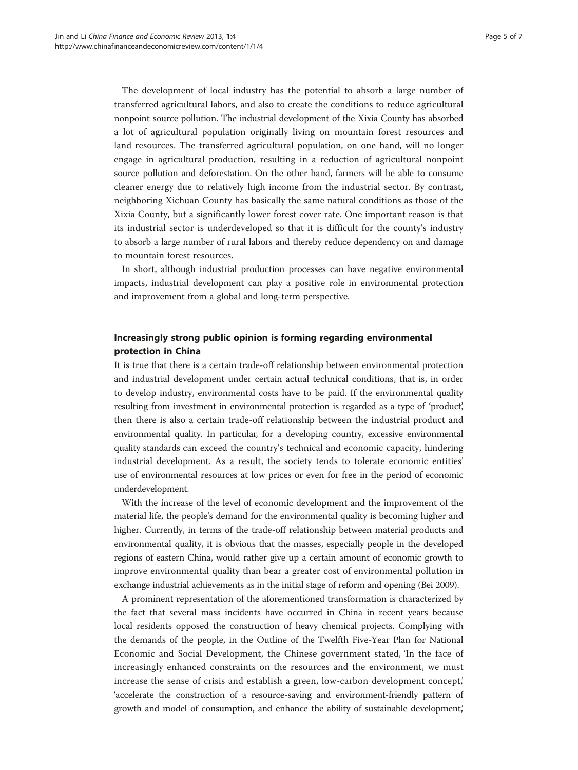The development of local industry has the potential to absorb a large number of transferred agricultural labors, and also to create the conditions to reduce agricultural nonpoint source pollution. The industrial development of the Xixia County has absorbed a lot of agricultural population originally living on mountain forest resources and land resources. The transferred agricultural population, on one hand, will no longer engage in agricultural production, resulting in a reduction of agricultural nonpoint source pollution and deforestation. On the other hand, farmers will be able to consume cleaner energy due to relatively high income from the industrial sector. By contrast, neighboring Xichuan County has basically the same natural conditions as those of the Xixia County, but a significantly lower forest cover rate. One important reason is that its industrial sector is underdeveloped so that it is difficult for the county's industry to absorb a large number of rural labors and thereby reduce dependency on and damage to mountain forest resources.

In short, although industrial production processes can have negative environmental impacts, industrial development can play a positive role in environmental protection and improvement from a global and long-term perspective.

## Increasingly strong public opinion is forming regarding environmental protection in China

It is true that there is a certain trade-off relationship between environmental protection and industrial development under certain actual technical conditions, that is, in order to develop industry, environmental costs have to be paid. If the environmental quality resulting from investment in environmental protection is regarded as a type of 'product', then there is also a certain trade-off relationship between the industrial product and environmental quality. In particular, for a developing country, excessive environmental quality standards can exceed the country's technical and economic capacity, hindering industrial development. As a result, the society tends to tolerate economic entities' use of environmental resources at low prices or even for free in the period of economic underdevelopment.

With the increase of the level of economic development and the improvement of the material life, the people's demand for the environmental quality is becoming higher and higher. Currently, in terms of the trade-off relationship between material products and environmental quality, it is obvious that the masses, especially people in the developed regions of eastern China, would rather give up a certain amount of economic growth to improve environmental quality than bear a greater cost of environmental pollution in exchange industrial achievements as in the initial stage of reform and opening (Bei 2009).

A prominent representation of the aforementioned transformation is characterized by the fact that several mass incidents have occurred in China in recent years because local residents opposed the construction of heavy chemical projects. Complying with the demands of the people, in the Outline of the Twelfth Five-Year Plan for National Economic and Social Development, the Chinese government stated, 'In the face of increasingly enhanced constraints on the resources and the environment, we must increase the sense of crisis and establish a green, low-carbon development concept,' 'accelerate the construction of a resource-saving and environment-friendly pattern of growth and model of consumption, and enhance the ability of sustainable development,'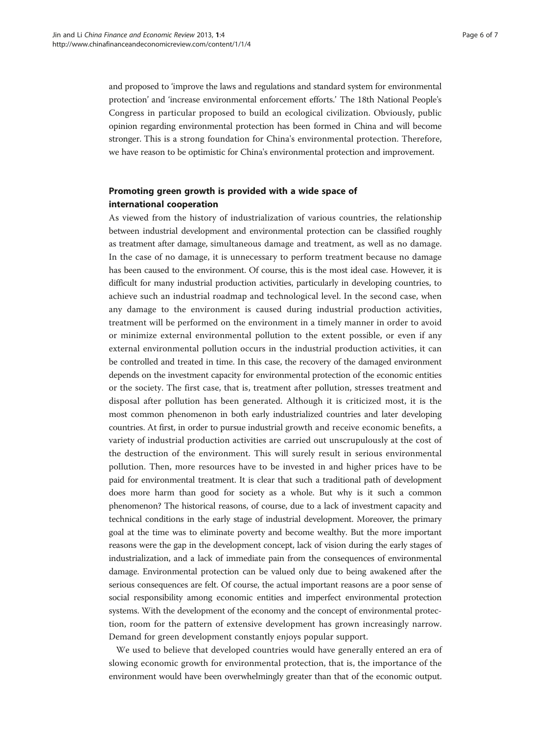and proposed to 'improve the laws and regulations and standard system for environmental protection' and 'increase environmental enforcement efforts.' The 18th National People's Congress in particular proposed to build an ecological civilization. Obviously, public opinion regarding environmental protection has been formed in China and will become stronger. This is a strong foundation for China's environmental protection. Therefore, we have reason to be optimistic for China's environmental protection and improvement.

## Promoting green growth is provided with a wide space of international cooperation

As viewed from the history of industrialization of various countries, the relationship between industrial development and environmental protection can be classified roughly as treatment after damage, simultaneous damage and treatment, as well as no damage. In the case of no damage, it is unnecessary to perform treatment because no damage has been caused to the environment. Of course, this is the most ideal case. However, it is difficult for many industrial production activities, particularly in developing countries, to achieve such an industrial roadmap and technological level. In the second case, when any damage to the environment is caused during industrial production activities, treatment will be performed on the environment in a timely manner in order to avoid or minimize external environmental pollution to the extent possible, or even if any external environmental pollution occurs in the industrial production activities, it can be controlled and treated in time. In this case, the recovery of the damaged environment depends on the investment capacity for environmental protection of the economic entities or the society. The first case, that is, treatment after pollution, stresses treatment and disposal after pollution has been generated. Although it is criticized most, it is the most common phenomenon in both early industrialized countries and later developing countries. At first, in order to pursue industrial growth and receive economic benefits, a variety of industrial production activities are carried out unscrupulously at the cost of the destruction of the environment. This will surely result in serious environmental pollution. Then, more resources have to be invested in and higher prices have to be paid for environmental treatment. It is clear that such a traditional path of development does more harm than good for society as a whole. But why is it such a common phenomenon? The historical reasons, of course, due to a lack of investment capacity and technical conditions in the early stage of industrial development. Moreover, the primary goal at the time was to eliminate poverty and become wealthy. But the more important reasons were the gap in the development concept, lack of vision during the early stages of industrialization, and a lack of immediate pain from the consequences of environmental damage. Environmental protection can be valued only due to being awakened after the serious consequences are felt. Of course, the actual important reasons are a poor sense of social responsibility among economic entities and imperfect environmental protection systems. With the development of the economy and the concept of environmental protection, room for the pattern of extensive development has grown increasingly narrow. Demand for green development constantly enjoys popular support.

We used to believe that developed countries would have generally entered an era of slowing economic growth for environmental protection, that is, the importance of the environment would have been overwhelmingly greater than that of the economic output.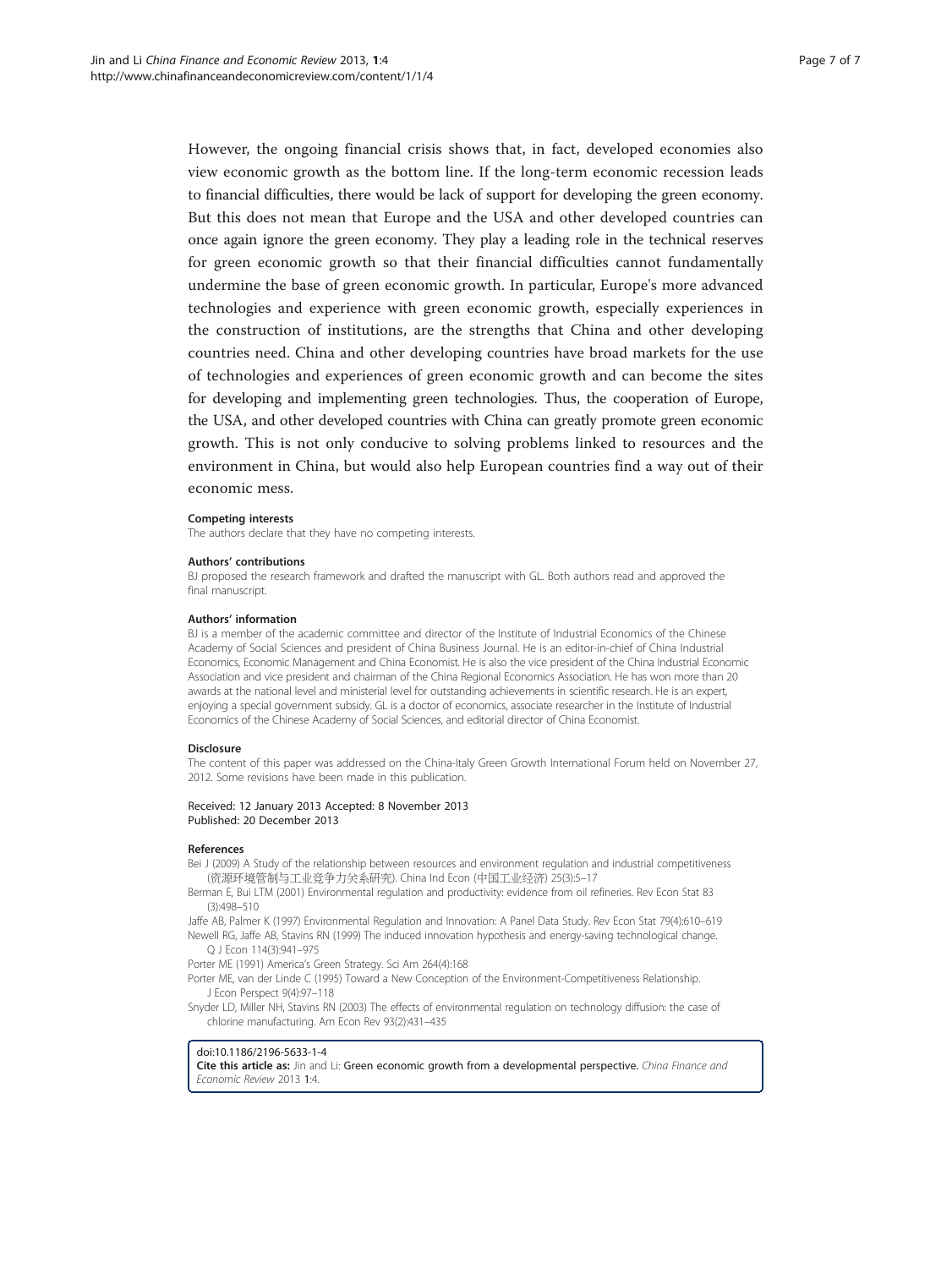However, the ongoing financial crisis shows that, in fact, developed economies also view economic growth as the bottom line. If the long-term economic recession leads to financial difficulties, there would be lack of support for developing the green economy. But this does not mean that Europe and the USA and other developed countries can once again ignore the green economy. They play a leading role in the technical reserves for green economic growth so that their financial difficulties cannot fundamentally undermine the base of green economic growth. In particular, Europe's more advanced technologies and experience with green economic growth, especially experiences in the construction of institutions, are the strengths that China and other developing countries need. China and other developing countries have broad markets for the use of technologies and experiences of green economic growth and can become the sites for developing and implementing green technologies. Thus, the cooperation of Europe, the USA, and other developed countries with China can greatly promote green economic growth. This is not only conducive to solving problems linked to resources and the environment in China, but would also help European countries find a way out of their economic mess.

#### Competing interests

The authors declare that they have no competing interests.

#### Authors' contributions

BJ proposed the research framework and drafted the manuscript with GL. Both authors read and approved the final manuscript.

#### Authors' information

BJ is a member of the academic committee and director of the Institute of Industrial Economics of the Chinese Academy of Social Sciences and president of China Business Journal. He is an editor-in-chief of China Industrial Economics, Economic Management and China Economist. He is also the vice president of the China Industrial Economic Association and vice president and chairman of the China Regional Economics Association. He has won more than 20 awards at the national level and ministerial level for outstanding achievements in scientific research. He is an expert, enjoying a special government subsidy. GL is a doctor of economics, associate researcher in the Institute of Industrial Economics of the Chinese Academy of Social Sciences, and editorial director of China Economist.

#### Disclosure

The content of this paper was addressed on the China-Italy Green Growth International Forum held on November 27, 2012. Some revisions have been made in this publication.

Received: 12 January 2013 Accepted: 8 November 2013
Published: 20 December 2013

#### References

Bei J (2009) A Study of the relationship between resources and environment regulation and industrial competitiveness (资源环境管制与工业竞争力关系研究). China Ind Econ (中国工业经济) 25(3):5–17

Berman E, Bui LTM (2001) Environmental regulation and productivity: evidence from oil refineries. Rev Econ Stat 83 (3):498–510

Jaffe AB, Palmer K (1997) Environmental Regulation and Innovation: A Panel Data Study. Rev Econ Stat 79(4):610–619

Newell RG, Jaffe AB, Stavins RN (1999) The induced innovation hypothesis and energy-saving technological change. Q J Econ 114(3):941–975

Porter ME (1991) America's Green Strategy. Sci Am 264(4):168

Porter ME, van der Linde C (1995) Toward a New Conception of the Environment-Competitiveness Relationship. J Econ Perspect 9(4):97–118

Snyder LD, Miller NH, Stavins RN (2003) The effects of environmental regulation on technology diffusion: the case of chlorine manufacturing. Am Econ Rev 93(2):431–435

doi:10.1186/2196-5633-1-4

**Cite this article as:** Jin and Li: Green economic growth from a developmental perspective. *China Finance and Economic Review* 2013 **1**:4.